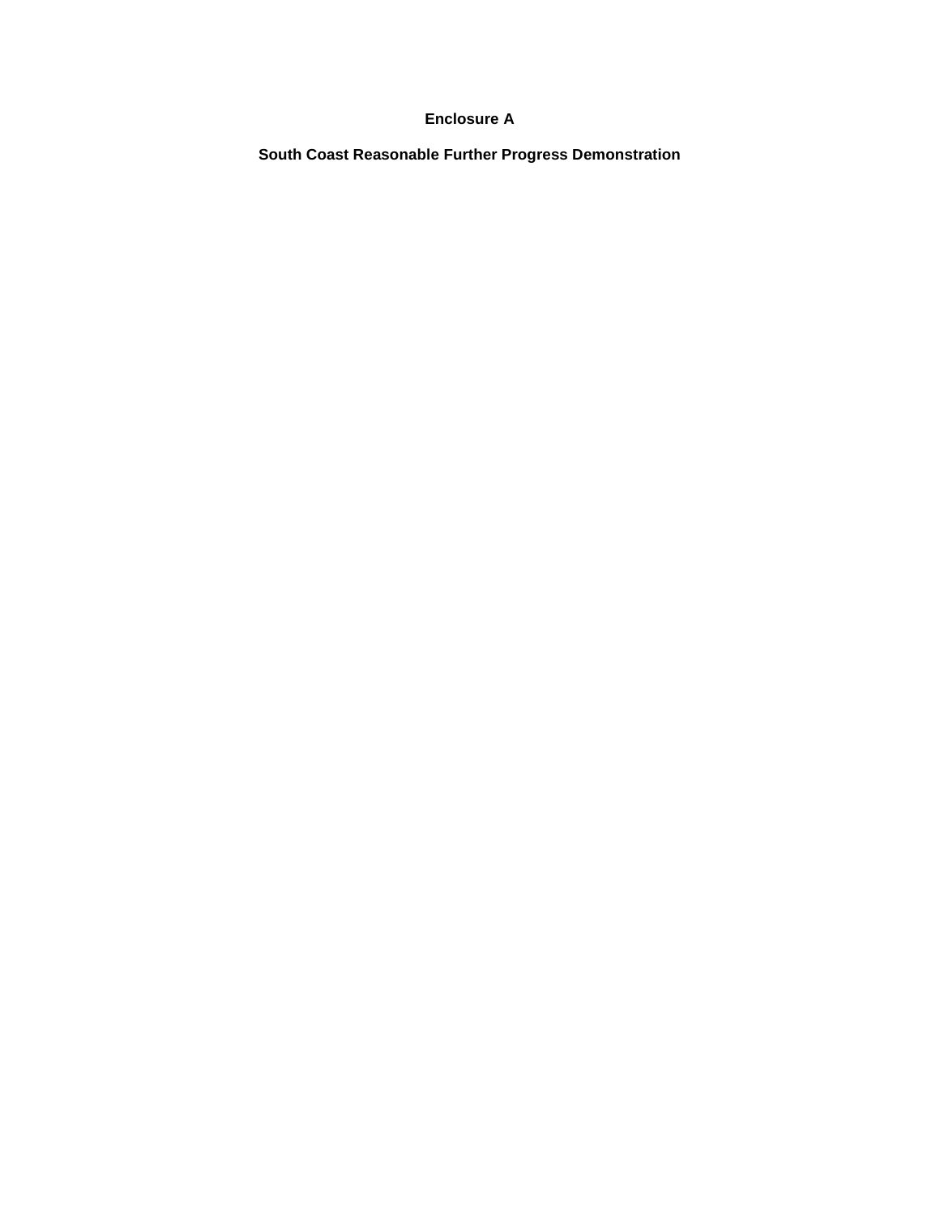# Enclosure A

## South Coast Reasonable Further Progress Demonstration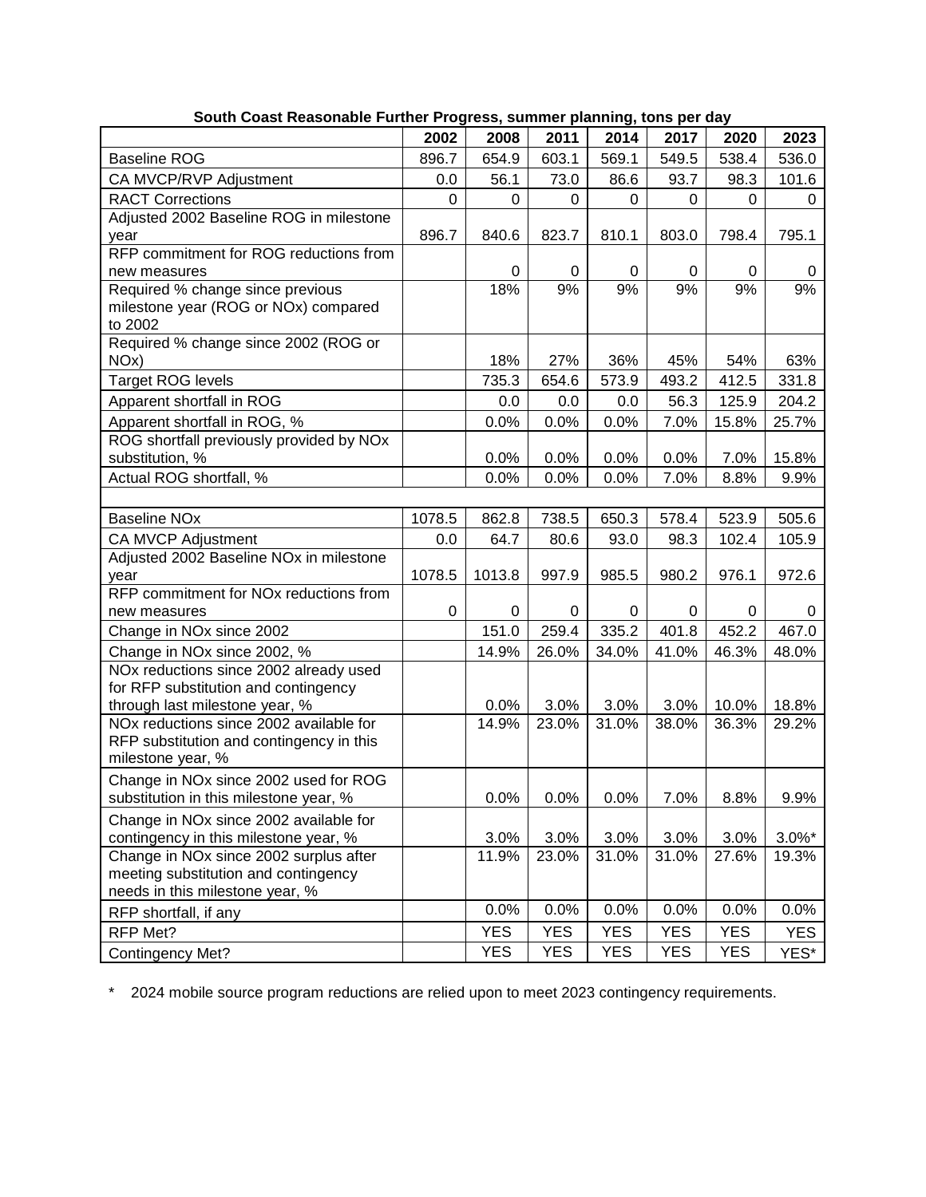**South Coast Reasonable Further Progress, summer planning, tons per day**

| | 2002 | 2008 | 2011 | 2014 | 2017 | 2020 | 2023 |
|---|---|---|---|---|---|---|---|
| Baseline ROG | 896.7 | 654.9 | 603.1 | 569.1 | 549.5 | 538.4 | 536.0 |
| CA MVCP/RVP Adjustment | 0.0 | 56.1 | 73.0 | 86.6 | 93.7 | 98.3 | 101.6 |
| RACT Corrections | 0 | 0 | 0 | 0 | 0 | 0 | 0 |
| Adjusted 2002 Baseline ROG in milestone year | 896.7 | 840.6 | 823.7 | 810.1 | 803.0 | 798.4 | 795.1 |
| RFP commitment for ROG reductions from new measures | | 0 | 0 | 0 | 0 | 0 | 0 |
| Required % change since previous milestone year (ROG or NOx) compared to 2002 | | 18% | 9% | 9% | 9% | 9% | 9% |
| Required % change since 2002 (ROG or NOx) | | 18% | 27% | 36% | 45% | 54% | 63% |
| Target ROG levels | | 735.3 | 654.6 | 573.9 | 493.2 | 412.5 | 331.8 |
| Apparent shortfall in ROG | | 0.0 | 0.0 | 0.0 | 56.3 | 125.9 | 204.2 |
| Apparent shortfall in ROG, % | | 0.0% | 0.0% | 0.0% | 7.0% | 15.8% | 25.7% |
| ROG shortfall previously provided by NOx substitution, % | | 0.0% | 0.0% | 0.0% | 0.0% | 7.0% | 15.8% |
| Actual ROG shortfall, % | | 0.0% | 0.0% | 0.0% | 7.0% | 8.8% | 9.9% |
| | | | | | | | |
| Baseline NOx | 1078.5 | 862.8 | 738.5 | 650.3 | 578.4 | 523.9 | 505.6 |
| CA MVCP Adjustment | 0.0 | 64.7 | 80.6 | 93.0 | 98.3 | 102.4 | 105.9 |
| Adjusted 2002 Baseline NOx in milestone year | 1078.5 | 1013.8 | 997.9 | 985.5 | 980.2 | 976.1 | 972.6 |
| RFP commitment for NOx reductions from new measures | 0 | 0 | 0 | 0 | 0 | 0 | 0 |
| Change in NOx since 2002 | | 151.0 | 259.4 | 335.2 | 401.8 | 452.2 | 467.0 |
| Change in NOx since 2002, % | | 14.9% | 26.0% | 34.0% | 41.0% | 46.3% | 48.0% |
| NOx reductions since 2002 already used for RFP substitution and contingency through last milestone year, % | | 0.0% | 3.0% | 3.0% | 3.0% | 10.0% | 18.8% |
| NOx reductions since 2002 available for RFP substitution and contingency in this milestone year, % | | 14.9% | 23.0% | 31.0% | 38.0% | 36.3% | 29.2% |
| Change in NOx since 2002 used for ROG substitution in this milestone year, % | | 0.0% | 0.0% | 0.0% | 7.0% | 8.8% | 9.9% |
| Change in NOx since 2002 available for contingency in this milestone year, % | | 3.0% | 3.0% | 3.0% | 3.0% | 3.0% | 3.0%* |
| Change in NOx since 2002 surplus after meeting substitution and contingency needs in this milestone year, % | | 11.9% | 23.0% | 31.0% | 31.0% | 27.6% | 19.3% |
| RFP shortfall, if any | | 0.0% | 0.0% | 0.0% | 0.0% | 0.0% | 0.0% |
| RFP Met? | | YES | YES | YES | YES | YES | YES |
| Contingency Met? | | YES | YES | YES | YES | YES | YES* |

\* 2024 mobile source program reductions are relied upon to meet 2023 contingency requirements.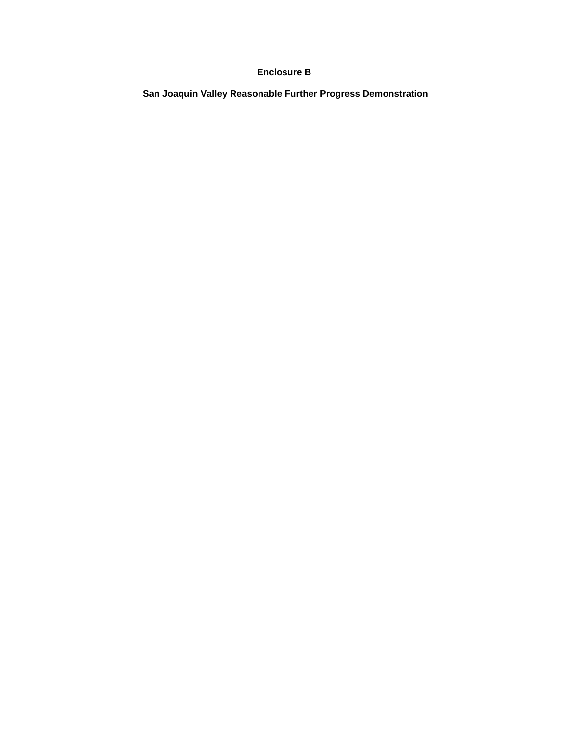**Enclosure B**

**San Joaquin Valley Reasonable Further Progress Demonstration**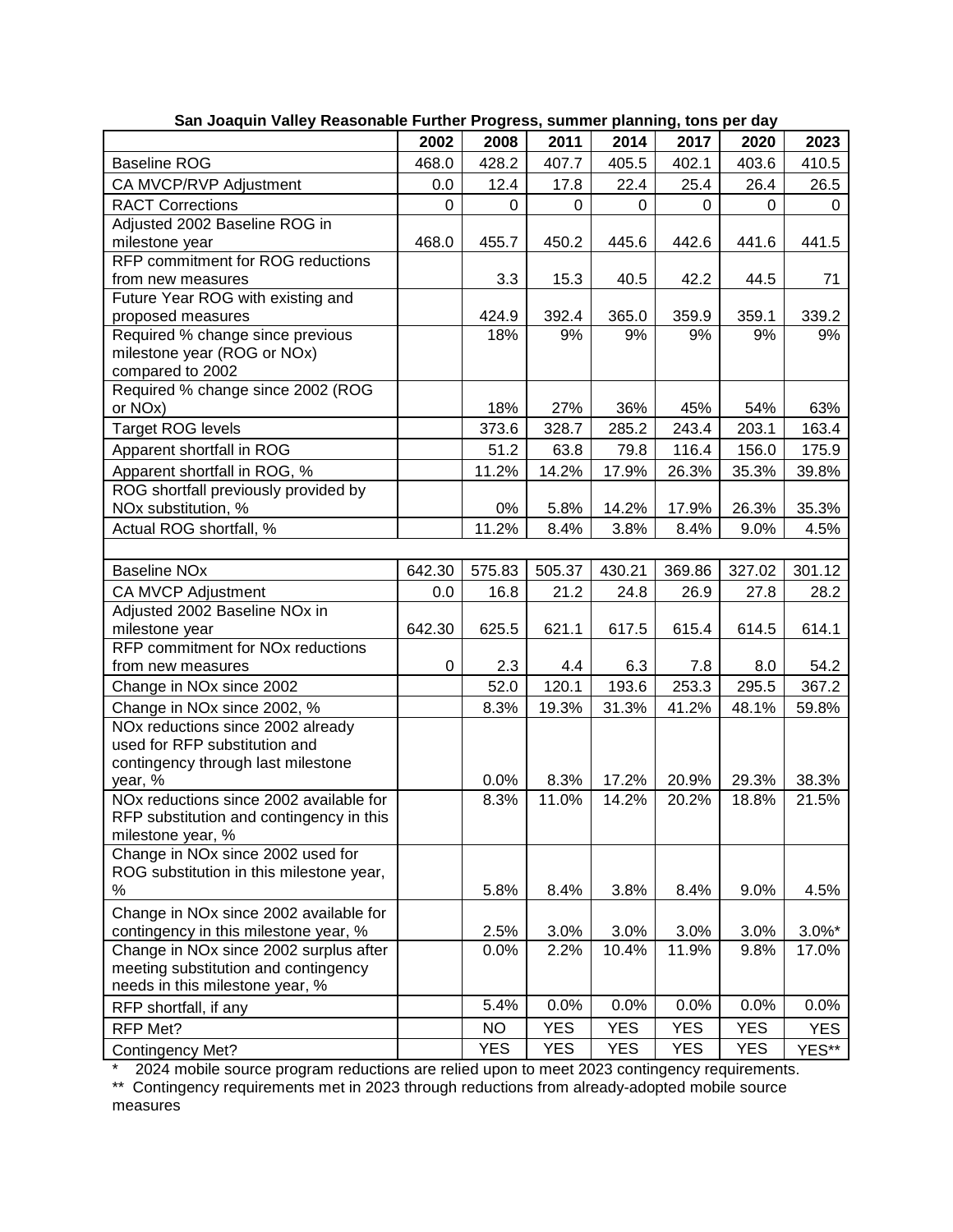**San Joaquin Valley Reasonable Further Progress, summer planning, tons per day**

| | 2002 | 2008 | 2011 | 2014 | 2017 | 2020 | 2023 |
|---|---|---|---|---|---|---|---|
| Baseline ROG | 468.0 | 428.2 | 407.7 | 405.5 | 402.1 | 403.6 | 410.5 |
| CA MVCP/RVP Adjustment | 0.0 | 12.4 | 17.8 | 22.4 | 25.4 | 26.4 | 26.5 |
| RACT Corrections | 0 | 0 | 0 | 0 | 0 | 0 | 0 |
| Adjusted 2002 Baseline ROG in milestone year | 468.0 | 455.7 | 450.2 | 445.6 | 442.6 | 441.6 | 441.5 |
| RFP commitment for ROG reductions from new measures | | 3.3 | 15.3 | 40.5 | 42.2 | 44.5 | 71 |
| Future Year ROG with existing and proposed measures | | 424.9 | 392.4 | 365.0 | 359.9 | 359.1 | 339.2 |
| Required % change since previous milestone year (ROG or NOx) compared to 2002 | | 18% | 9% | 9% | 9% | 9% | 9% |
| Required % change since 2002 (ROG or NOx) | | 18% | 27% | 36% | 45% | 54% | 63% |
| Target ROG levels | | 373.6 | 328.7 | 285.2 | 243.4 | 203.1 | 163.4 |
| Apparent shortfall in ROG | | 51.2 | 63.8 | 79.8 | 116.4 | 156.0 | 175.9 |
| Apparent shortfall in ROG, % | | 11.2% | 14.2% | 17.9% | 26.3% | 35.3% | 39.8% |
| ROG shortfall previously provided by NOx substitution, % | | 0% | 5.8% | 14.2% | 17.9% | 26.3% | 35.3% |
| Actual ROG shortfall, % | | 11.2% | 8.4% | 3.8% | 8.4% | 9.0% | 4.5% |
| | | | | | | | |
| Baseline NOx | 642.30 | 575.83 | 505.37 | 430.21 | 369.86 | 327.02 | 301.12 |
| CA MVCP Adjustment | 0.0 | 16.8 | 21.2 | 24.8 | 26.9 | 27.8 | 28.2 |
| Adjusted 2002 Baseline NOx in milestone year | 642.30 | 625.5 | 621.1 | 617.5 | 615.4 | 614.5 | 614.1 |
| RFP commitment for NOx reductions from new measures | 0 | 2.3 | 4.4 | 6.3 | 7.8 | 8.0 | 54.2 |
| Change in NOx since 2002 | | 52.0 | 120.1 | 193.6 | 253.3 | 295.5 | 367.2 |
| Change in NOx since 2002, % | | 8.3% | 19.3% | 31.3% | 41.2% | 48.1% | 59.8% |
| NOx reductions since 2002 already used for RFP substitution and contingency through last milestone year, % | | 0.0% | 8.3% | 17.2% | 20.9% | 29.3% | 38.3% |
| NOx reductions since 2002 available for RFP substitution and contingency in this milestone year, % | | 8.3% | 11.0% | 14.2% | 20.2% | 18.8% | 21.5% |
| Change in NOx since 2002 used for ROG substitution in this milestone year, % | | 5.8% | 8.4% | 3.8% | 8.4% | 9.0% | 4.5% |
| Change in NOx since 2002 available for contingency in this milestone year, % | | 2.5% | 3.0% | 3.0% | 3.0% | 3.0% | 3.0%* |
| Change in NOx since 2002 surplus after meeting substitution and contingency needs in this milestone year, % | | 0.0% | 2.2% | 10.4% | 11.9% | 9.8% | 17.0% |
| RFP shortfall, if any | | 5.4% | 0.0% | 0.0% | 0.0% | 0.0% | 0.0% |
| RFP Met? | | NO | YES | YES | YES | YES | YES |
| Contingency Met? | | YES | YES | YES | YES | YES | YES** |

\* 2024 mobile source program reductions are relied upon to meet 2023 contingency requirements.

** Contingency requirements met in 2023 through reductions from already-adopted mobile source measures